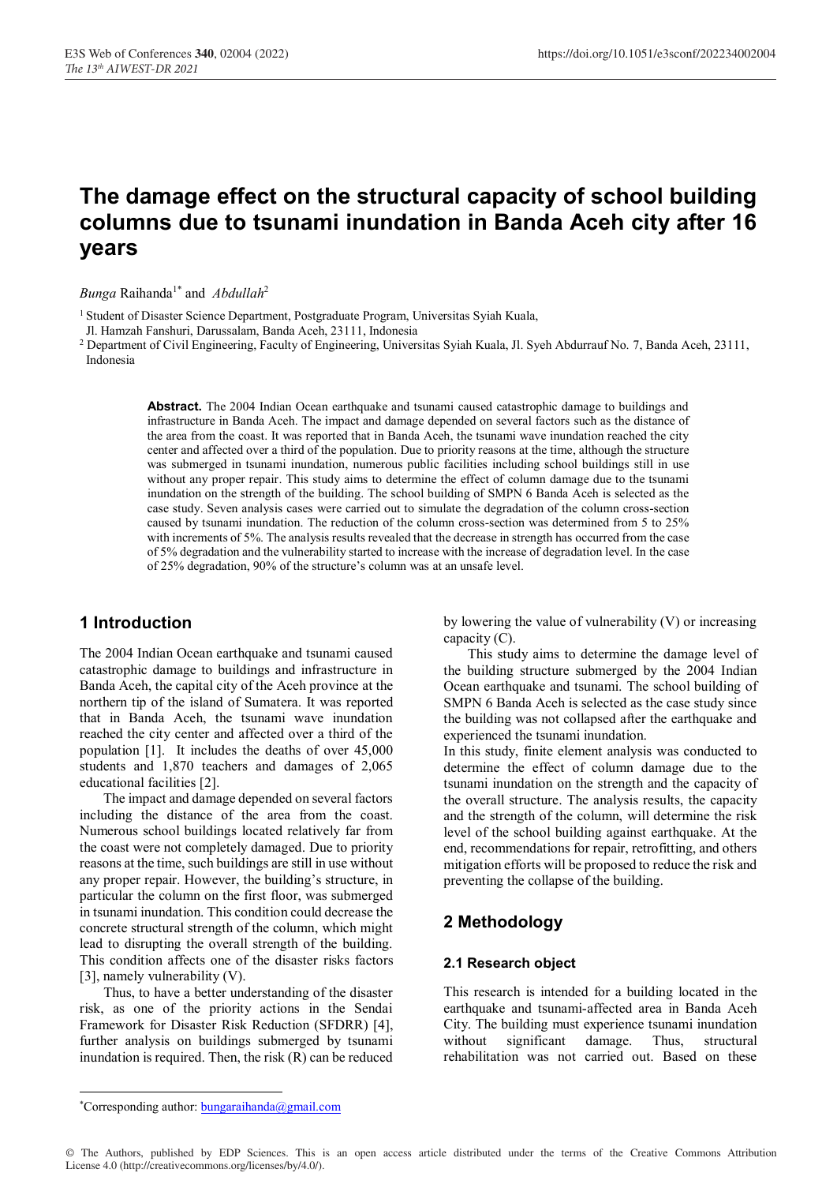# The damage effect on the structural capacity of school building columns due to tsunami inundation in Banda Aceh city after 16 years

*Bunga* Raihanda[1*] and *Abdullah*[2]

[1] Student of Disaster Science Department, Postgraduate Program, Universitas Syiah Kuala, Jl. Hamzah Fanshuri, Darussalam, Banda Aceh, 23111, Indonesia

[2] Department of Civil Engineering, Faculty of Engineering, Universitas Syiah Kuala, Jl. Syeh Abdurrauf No. 7, Banda Aceh, 23111, Indonesia

**Abstract.** The 2004 Indian Ocean earthquake and tsunami caused catastrophic damage to buildings and infrastructure in Banda Aceh. The impact and damage depended on several factors such as the distance of the area from the coast. It was reported that in Banda Aceh, the tsunami wave inundation reached the city center and affected over a third of the population. Due to priority reasons at the time, although the structure was submerged in tsunami inundation, numerous public facilities including school buildings still in use without any proper repair. This study aims to determine the effect of column damage due to the tsunami inundation on the strength of the structure of the building. The school building of SMPN 6 Banda Aceh is selected as the case study. Seven analysis cases were carried out to simulate the degradation of the column cross-section caused by tsunami inundation. The reduction of the column cross-section was determined from 5 to 25% with increments of 5%. The analysis results revealed that the decrease in strength has occurred from the case of 5% degradation and the vulnerability started to increase with the increase of degradation level. In the case of 25% degradation, 90% of the structure's column was at an unsafe level.

## 1 Introduction

The 2004 Indian Ocean earthquake and tsunami caused catastrophic damage to buildings and infrastructure in Banda Aceh, the capital city of the Aceh province at the northern tip of the island of Sumatera. It was reported that in Banda Aceh, the tsunami wave inundation reached the city center and affected over a third of the population [1]. It includes the deaths of over 45,000 students and 1,870 teachers and damages of 2,065 educational facilities [2].

The impact and damage depended on several factors including the distance of the area from the coast. Numerous school buildings located relatively far from the coast were not completely damaged. Due to priority reasons at the time, such buildings are still in use without any proper repair. However, the building's structure, in particular the column on the first floor, was submerged in tsunami inundation. This condition could decrease the concrete structural strength of the column, which might lead to disrupting the overall strength of the building. This condition affects one of the disaster risks factors [3], namely vulnerability (V).

Thus, to have a better understanding of the disaster risk, as one of the priority actions in the Sendai Framework for Disaster Risk Reduction (SFDRR) [4], further analysis on buildings submerged by tsunami inundation is required. Then, the risk (R) can be reduced by lowering the value of vulnerability (V) or increasing capacity (C).

This study aims to determine the damage level of the building structure submerged by the 2004 Indian Ocean earthquake and tsunami. The school building of SMPN 6 Banda Aceh is selected as the case study since the building was not collapsed after the earthquake and experienced the tsunami inundation.

In this study, finite element analysis was conducted to determine the effect of column damage due to the tsunami inundation on the strength and the capacity of the overall structure. The analysis results, the capacity and the strength of the column, will determine the risk level of the school building against earthquake. At the end, recommendations for repair, retrofitting, and others mitigation efforts will be proposed to reduce the risk and preventing the collapse of the building.

## 2 Methodology

### 2.1 Research object

This research is intended for a building located in the earthquake and tsunami-affected area in Banda Aceh City. The building must experience tsunami inundation without significant damage. Thus, structural rehabilitation was not carried out. Based on these

*Corresponding author: bungaraihanda@gmail.com

© The Authors, published by EDP Sciences. This is an open access article distributed under the terms of the Creative Commons Attribution License 4.0 (http://creativecommons.org/licenses/by/4.0/).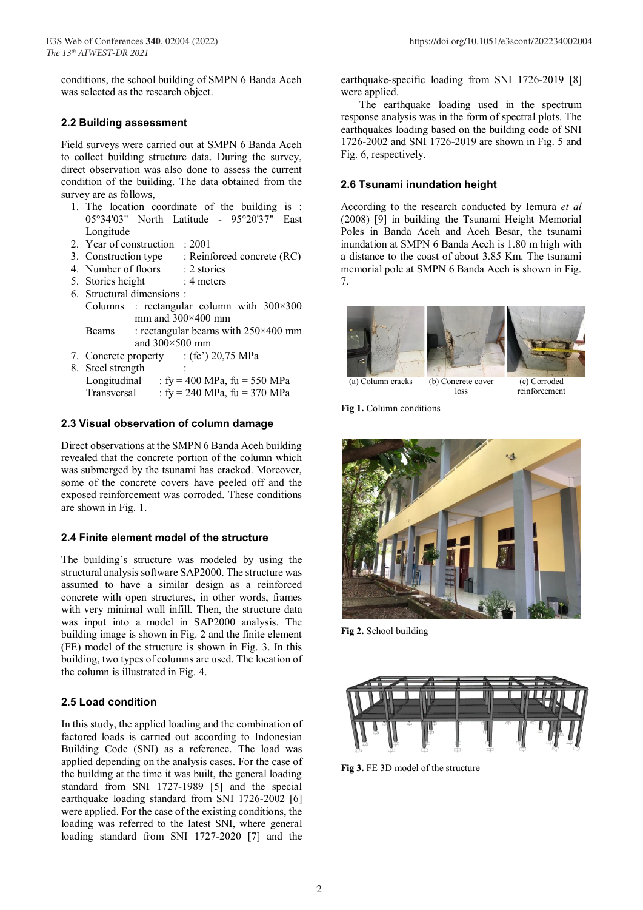conditions, the school building of SMPN 6 Banda Aceh was selected as the research object.

## 2.2 Building assessment

Field surveys were carried out at SMPN 6 Banda Aceh to collect building structure data. During the survey, direct observation was also done to assess the current condition of the building. The data obtained from the survey are as follows,

1. The location coordinate of the building is : 05°34'03" North Latitude - 95°20'37" East Longitude
2. Year of construction : 2001
3. Construction type : Reinforced concrete (RC)
4. Number of floors : 2 stories
5. Stories height : 4 meters
6. Structural dimensions :
   Columns : rectangular column with 300×300 mm and 300×400 mm
   Beams : rectangular beams with 250×400 mm and 300×500 mm
7. Concrete property : (fc') 20,75 MPa
8. Steel strength :
   Longitudinal : fy = 400 MPa, fu = 550 MPa
   Transversal : fy = 240 MPa, fu = 370 MPa

## 2.3 Visual observation of column damage

Direct observations at the SMPN 6 Banda Aceh building revealed that the concrete portion of the column which was submerged by the tsunami has cracked. Moreover, some of the concrete covers have peeled off and the exposed reinforcement was corroded. These conditions are shown in Fig. 1.

## 2.4 Finite element model of the structure

The building's structure was modeled by using the structural analysis software SAP2000. The structure was assumed to have a similar design as a reinforced concrete with open structures, in other words, frames with very minimal wall infill. Then, the structure data was input into a model in SAP2000 analysis. The building image is shown in Fig. 2 and the finite element (FE) model of the structure is shown in Fig. 3. In this building, two types of columns are used. The location of the column is illustrated in Fig. 4.

## 2.5 Load condition

In this study, the applied loading and the combination of factored loads is carried out according to Indonesian Building Code (SNI) as a reference. The load was applied depending on the analysis cases. For the case of the building at the time it was built, the general loading standard from SNI 1727-1989 [5] and the special earthquake loading standard from SNI 1726-2002 [6] were applied. For the case of the existing conditions, the loading was referred to the latest SNI, where general loading standard from SNI 1727-2020 [7] and the earthquake-specific loading from SNI 1726-2019 [8] were applied.

The earthquake loading used in the spectrum response analysis was in the form of spectral plots. The earthquakes loading based on the building code of SNI 1726-2002 and SNI 1726-2019 are shown in Fig. 5 and Fig. 6, respectively.

## 2.6 Tsunami inundation height

According to the research conducted by Iemura *et al* (2008) [9] in building the Tsunami Height Memorial Poles in Banda Aceh and Aceh Besar, the tsunami inundation at SMPN 6 Banda Aceh is 1.80 m high with a distance to the coast of about 3.85 Km. The tsunami memorial pole at SMPN 6 Banda Aceh is shown in Fig. 7.

(a) Column cracks (b) Concrete cover loss (c) Corroded reinforcement

**Fig 1.** Column conditions

**Fig 2.** School building

**Fig 3.** FE 3D model of the structure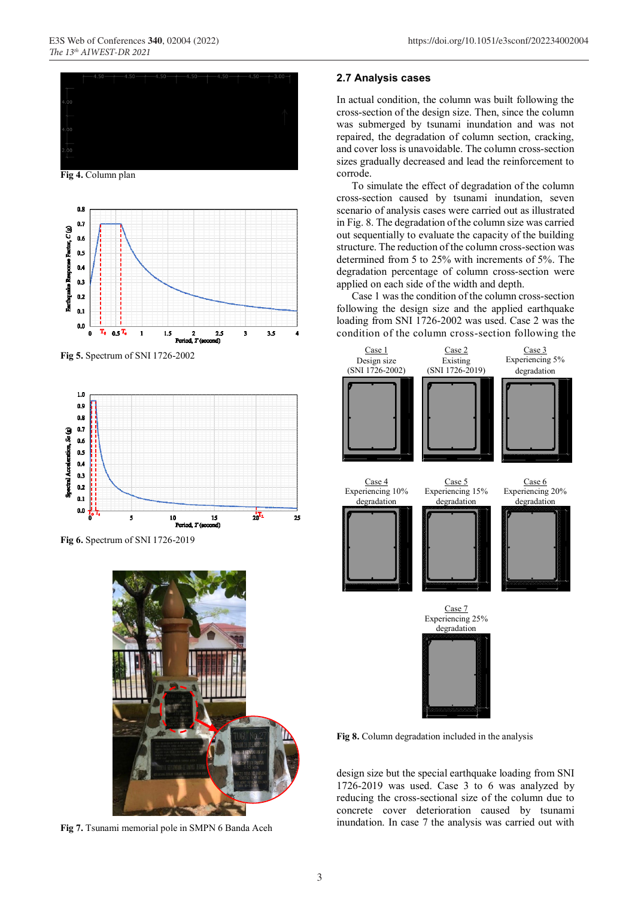Fig 4. Column plan

Fig 5. Spectrum of SNI 1726-2002

Fig 6. Spectrum of SNI 1726-2019

Fig 7. Tsunami memorial pole in SMPN 6 Banda Aceh

## 2.7 Analysis cases

In actual condition, the column was built following the cross-section of the design size. Then, since the column was submerged by tsunami inundation and was not repaired, the degradation of column section, cracking, and cover loss is unavoidable. The column cross-section sizes gradually decreased and lead the reinforcement to corrode.

To simulate the effect of degradation of the column cross-section caused by tsunami inundation, seven scenario of analysis cases were carried out as illustrated in Fig. 8. The degradation of the column size was carried out sequentially to evaluate the capacity of the building structure. The reduction of the column cross-section was determined from 5 to 25% with increments of 5%. The degradation percentage of column cross-section were applied on each side of the width and depth.

Case 1 was the condition of the column cross-section following the design size and the applied earthquake loading from SNI 1726-2002 was used. Case 2 was the condition of the column cross-section following the design size but the special earthquake loading from SNI 1726-2019 was used. Case 3 to 6 was analyzed by reducing the cross-sectional size of the column due to concrete cover deterioration caused by tsunami inundation. In case 7 the analysis was carried out with

Fig 8. Column degradation included in the analysis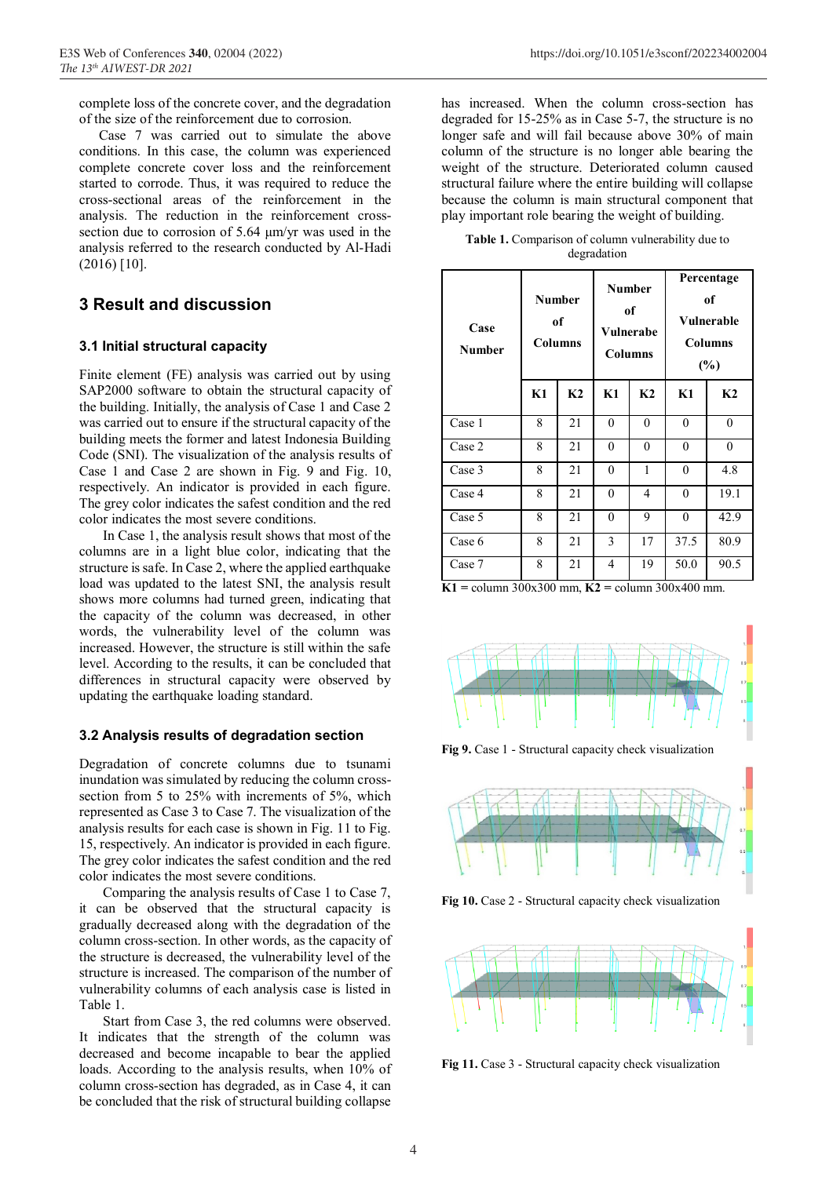complete loss of the concrete cover, and the degradation of the size of the reinforcement due to corrosion.

Case 7 was carried out to simulate the above conditions. In this case, the column was experienced complete concrete cover loss and the reinforcement started to corrode. Thus, it was required to reduce the cross-sectional areas of the reinforcement in the analysis. The reduction in the reinforcement cross-section due to corrosion of 5.64 µm/yr was used in the analysis referred to the research conducted by Al-Hadi (2016) [10].

## 3 Result and discussion

### 3.1 Initial structural capacity

Finite element (FE) analysis was carried out by using SAP2000 software to obtain the structural capacity of the building. Initially, the analysis of Case 1 and Case 2 was carried out to ensure if the structural capacity of the building meets the former and latest Indonesia Building Code (SNI). The visualization of the analysis results of Case 1 and Case 2 are shown in Fig. 9 and Fig. 10, respectively. An indicator is provided in each figure. The grey color indicates the safest condition and the red color indicates the most severe conditions.

In Case 1, the analysis result shows that most of the columns are in a light blue color, indicating that the structure is safe. In Case 2, where the applied earthquake load was updated to the latest SNI, the analysis result shows more columns had turned green, indicating that the capacity of the column was decreased, in other words, the vulnerability level of the column was increased. However, the structure is still within the safe level. According to the results, it can be concluded that differences in structural capacity were observed by updating the earthquake loading standard.

### 3.2 Analysis results of degradation section

Degradation of concrete columns due to tsunami inundation was simulated by reducing the column cross-section from 5 to 25% with increments of 5%, which represented as Case 3 to Case 7. The visualization of the analysis results for each case is shown in Fig. 11 to Fig. 15, respectively. An indicator is provided in each figure. The grey color indicates the safest condition and the red color indicates the most severe conditions.

Comparing the analysis results of Case 1 to Case 7, it can be observed that the structural capacity is gradually decreased along with the degradation of the column cross-section. In other words, as the capacity of the structure is decreased, the vulnerability level of the structure is increased. The comparison of the number of vulnerability columns of each analysis case is listed in Table 1.

Start from Case 3, the red columns were observed. It indicates that the strength of the column was decreased and become incapable to bear the applied loads. According to the analysis results, when 10% of column cross-section has degraded, as in Case 4, it can be concluded that the risk of structural building collapse has increased. When the column cross-section has degraded for 15-25% as in Case 5-7, the structure is no longer safe and will fail because above 30% of main column of the structure is no longer able bearing the weight of the structure. Deteriorated column caused structural failure where the entire building will collapse because the column is main structural component that play important role bearing the weight of building.

**Table 1.** Comparison of column vulnerability due to degradation

| Case Number | Number of Columns | | Number of Vulnerabe Columns | | Percentage of Vulnerable Columns (%) | |
|---|---|---|---|---|---|---|
| | K1 | K2 | K1 | K2 | K1 | K2 |
| Case 1 | 8 | 21 | 0 | 0 | 0 | 0 |
| Case 2 | 8 | 21 | 0 | 0 | 0 | 0 |
| Case 3 | 8 | 21 | 0 | 1 | 0 | 4.8 |
| Case 4 | 8 | 21 | 0 | 4 | 0 | 19.1 |
| Case 5 | 8 | 21 | 0 | 9 | 0 | 42.9 |
| Case 6 | 8 | 21 | 3 | 17 | 37.5 | 80.9 |
| Case 7 | 8 | 21 | 4 | 19 | 50.0 | 90.5 |

**K1** = column 300x300 mm, **K2** = column 300x400 mm.

**Fig 9.** Case 1 - Structural capacity check visualization

**Fig 10.** Case 2 - Structural capacity check visualization

**Fig 11.** Case 3 - Structural capacity check visualization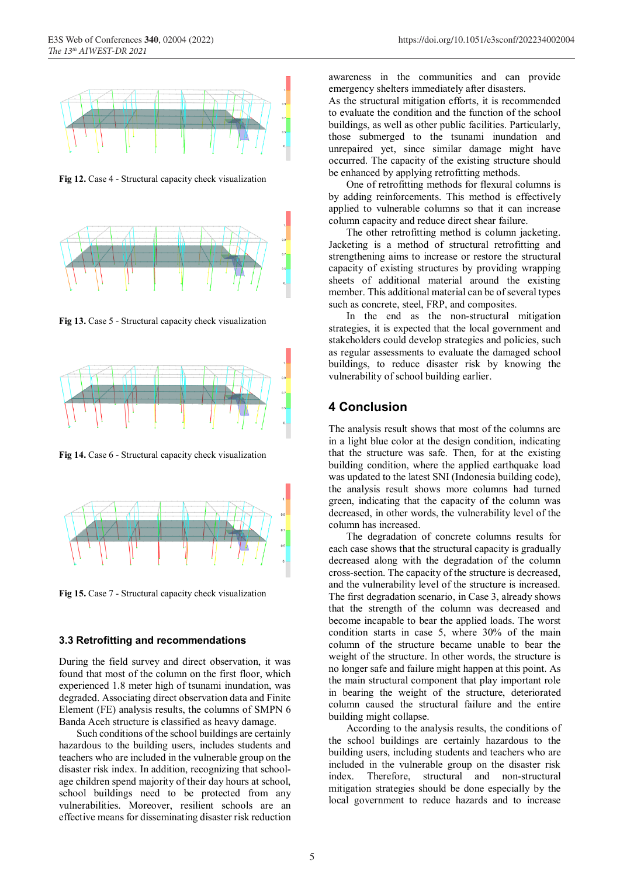Fig 12. Case 4 - Structural capacity check visualization

Fig 13. Case 5 - Structural capacity check visualization

Fig 14. Case 6 - Structural capacity check visualization

Fig 15. Case 7 - Structural capacity check visualization

### 3.3 Retrofitting and recommendations

During the field survey and direct observation, it was found that most of the column on the first floor, which experienced 1.8 meter high of tsunami inundation, was degraded. Associating direct observation data and Finite Element (FE) analysis results, the columns of SMPN 6 Banda Aceh structure is classified as heavy damage.

Such conditions of the school buildings are certainly hazardous to the building users, includes students and teachers who are included in the vulnerable group on the disaster risk index. In addition, recognizing that school-age children spend majority of their day hours at school, school buildings need to be protected from any vulnerabilities. Moreover, resilient schools are an effective means for disseminating disaster risk reduction awareness in the communities and can provide emergency shelters immediately after disasters.

As the structural mitigation efforts, it is recommended to evaluate the condition and the function of the school buildings, as well as other public facilities. Particularly, those submerged to the tsunami inundation and unrepaired yet, since similar damage might have occurred. The capacity of the existing structure should be enhanced by applying retrofitting methods.

One of retrofitting methods for flexural columns is by adding reinforcements. This method is effectively applied to vulnerable columns so that it can increase column capacity and reduce direct shear failure.

The other retrofitting method is column jacketing. Jacketing is a method of structural retrofitting and strengthening aims to increase or restore the structural capacity of existing structures by providing wrapping sheets of additional material around the existing member. This additional material can be of several types such as concrete, steel, FRP, and composites.

In the end as the non-structural mitigation strategies, it is expected that the local government and stakeholders could develop strategies and policies, such as regular assessments to evaluate the damaged school buildings, to reduce disaster risk by knowing the vulnerability of school building earlier.

## 4 Conclusion

The analysis result shows that most of the columns are in a light blue color at the design condition, indicating that the structure was safe. Then, for at the existing building condition, where the applied earthquake load was updated to the latest SNI (Indonesia building code), the analysis result shows more columns had turned green, indicating that the capacity of the column was decreased, in other words, the vulnerability level of the column has increased.

The degradation of concrete columns results for each case shows that the structural capacity is gradually decreased along with the degradation of the column cross-section. The capacity of the structure is decreased, and the vulnerability level of the structure is increased. The first degradation scenario, in Case 3, already shows that the strength of the column was decreased and become incapable to bear the applied loads. The worst condition starts in case 5, where 30% of the main column of the structure became unable to bear the weight of the structure. In other words, the structure is no longer safe and failure might happen at this point. As the main structural component that play important role in bearing the weight of the structure, deteriorated column caused the structural failure and the entire building might collapse.

According to the analysis results, the conditions of the school buildings are certainly hazardous to the building users, including students and teachers who are included in the vulnerable group on the disaster risk index. Therefore, structural and non-structural mitigation strategies should be done especially by the local government to reduce hazards and to increase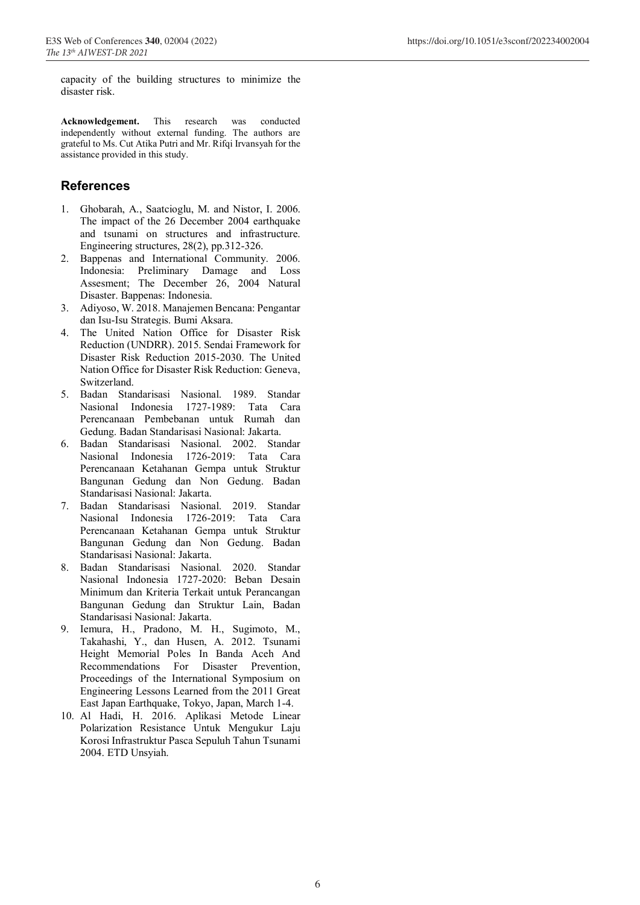capacity of the building structures to minimize the disaster risk.

**Acknowledgement.** This research was conducted independently without external funding. The authors are grateful to Ms. Cut Atika Putri and Mr. Rifqi Irvansyah for the assistance provided in this study.

## References

1. Ghobarah, A., Saatcioglu, M. and Nistor, I. 2006. The impact of the 26 December 2004 earthquake and tsunami on structures and infrastructure. Engineering structures, 28(2), pp.312-326.
2. Bappenas and International Community. 2006. Indonesia: Preliminary Damage and Loss Assesment; The December 26, 2004 Natural Disaster. Bappenas: Indonesia.
3. Adiyoso, W. 2018. Manajemen Bencana: Pengantar dan Isu-Isu Strategis. Bumi Aksara.
4. The United Nation Office for Disaster Risk Reduction (UNDRR). 2015. Sendai Framework for Disaster Risk Reduction 2015-2030. The United Nation Office for Disaster Risk Reduction: Geneva, Switzerland.
5. Badan Standarisasi Nasional. 1989. Standar Nasional Indonesia 1727-1989: Tata Cara Perencanaan Pembebanan untuk Rumah dan Gedung. Badan Standarisasi Nasional: Jakarta.
6. Badan Standarisasi Nasional. 2002. Standar Nasional Indonesia 1726-2019: Tata Cara Perencanaan Ketahanan Gempa untuk Struktur Bangunan Gedung dan Non Gedung. Badan Standarisasi Nasional: Jakarta.
7. Badan Standarisasi Nasional. 2019. Standar Nasional Indonesia 1726-2019: Tata Cara Perencanaan Ketahanan Gempa untuk Struktur Bangunan Gedung dan Non Gedung. Badan Standarisasi Nasional: Jakarta.
8. Badan Standarisasi Nasional. 2020. Standar Nasional Indonesia 1727-2020: Beban Desain Minimum dan Kriteria Terkait untuk Perancangan Bangunan Gedung dan Struktur Lain, Badan Standarisasi Nasional: Jakarta.
9. Iemura, H., Pradono, M. H., Sugimoto, M., Takahashi, Y., dan Husen, A. 2012. Tsunami Height Memorial Poles In Banda Aceh And Recommendations For Disaster Prevention, Proceedings of the International Symposium on Engineering Lessons Learned from the 2011 Great East Japan Earthquake, Tokyo, Japan, March 1-4.
10. Al Hadi, H. 2016. Aplikasi Metode Linear Polarization Resistance Untuk Mengukur Laju Korosi Infrastruktur Pasca Sepuluh Tahun Tsunami 2004. ETD Unsyiah.